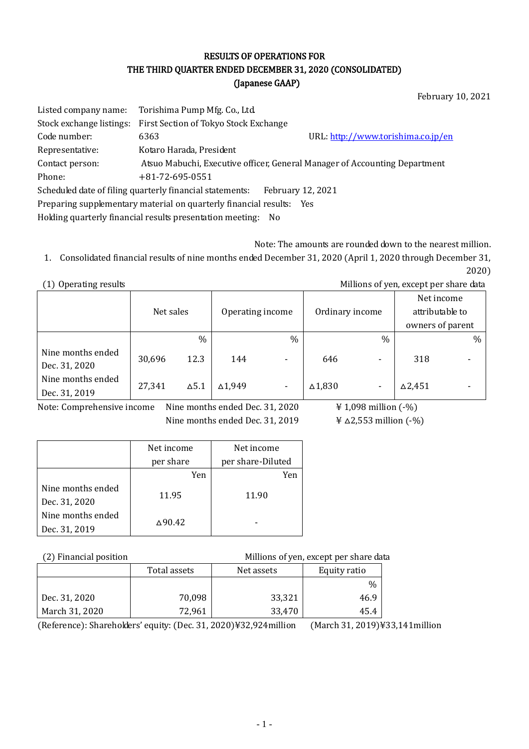# RESULTS OF OPERATIONS FOR THE THIRD QUARTER ENDED DECEMBER 31, 2020 (CONSOLIDATED)
## (Japanese GAAP)

February 10, 2021

Listed company name: Torishima Pump Mfg. Co., Ltd.
Stock exchange listings: First Section of Tokyo Stock Exchange
Code number: 6363　URL: http://www.torishima.co.jp/en
Representative: Kotaro Harada, President
Contact person: Atsuo Mabuchi, Executive officer, General Manager of Accounting Department
Phone: +81-72-695-0551
Scheduled date of filing quarterly financial statements: February 12, 2021
Preparing supplementary material on quarterly financial results: Yes
Holding quarterly financial results presentation meeting: No

Note: The amounts are rounded down to the nearest million.

1. Consolidated financial results of nine months ended December 31, 2020 (April 1, 2020 through December 31, 2020)

(1) Operating results　Millions of yen, except per share data

| | Net sales | | Operating income | | Ordinary income | | Net income attributable to owners of parent | |
|---|---|---|---|---|---|---|---|---|
| | | % | | % | | % | | % |
| Nine months ended Dec. 31, 2020 | 30,696 | 12.3 | 144 | - | 646 | - | 318 | - |
| Nine months ended Dec. 31, 2019 | 27,341 | △5.1 | △1,949 | - | △1,830 | - | △2,451 | - |

Note: Comprehensive income　Nine months ended Dec. 31, 2020　¥ 1,098 million (-%)
　Nine months ended Dec. 31, 2019　¥ △2,553 million (-%)

| | Net income per share | Net income per share-Diluted |
|---|---|---|
| | Yen | Yen |
| Nine months ended Dec. 31, 2020 | 11.95 | 11.90 |
| Nine months ended Dec. 31, 2019 | △90.42 | - |

(2) Financial position　Millions of yen, except per share data

| | Total assets | Net assets | Equity ratio |
|---|---|---|---|
| | | | % |
| Dec. 31, 2020 | 70,098 | 33,321 | 46.9 |
| March 31, 2020 | 72,961 | 33,470 | 45.4 |

(Reference): Shareholders' equity: (Dec. 31, 2020)¥32,924million　(March 31, 2019)¥33,141million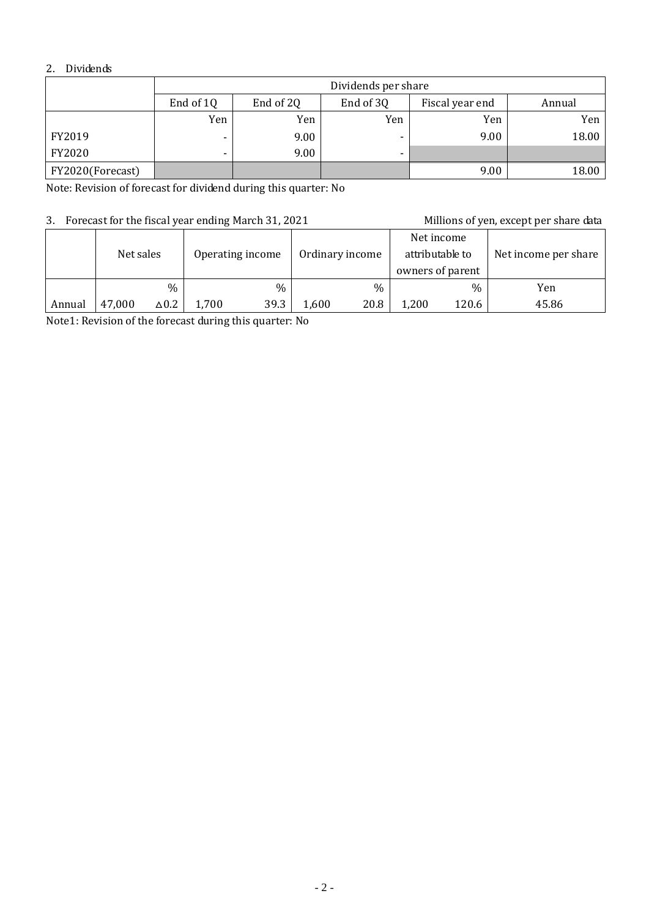## 2. Dividends

| | Dividends per share | | | | |
|---|---|---|---|---|---|
| | End of 1Q | End of 2Q | End of 3Q | Fiscal year end | Annual |
| | Yen | Yen | Yen | Yen | Yen |
| FY2019 | - | 9.00 | - | 9.00 | 18.00 |
| FY2020 | - | 9.00 | - | | |
| FY2020(Forecast) | | | | 9.00 | 18.00 |

Note: Revision of forecast for dividend during this quarter: No

## 3. Forecast for the fiscal year ending March 31, 2021

Millions of yen, except per share data

| | Net sales | | Operating income | | Ordinary income | | Net income attributable to owners of parent | | Net income per share |
|---|---|---|---|---|---|---|---|---|---|
| | | % | | % | | % | | % | Yen |
| Annual | 47,000 | △0.2 | 1,700 | 39.3 | 1,600 | 20.8 | 1,200 | 120.6 | 45.86 |

Note1: Revision of the forecast during this quarter: No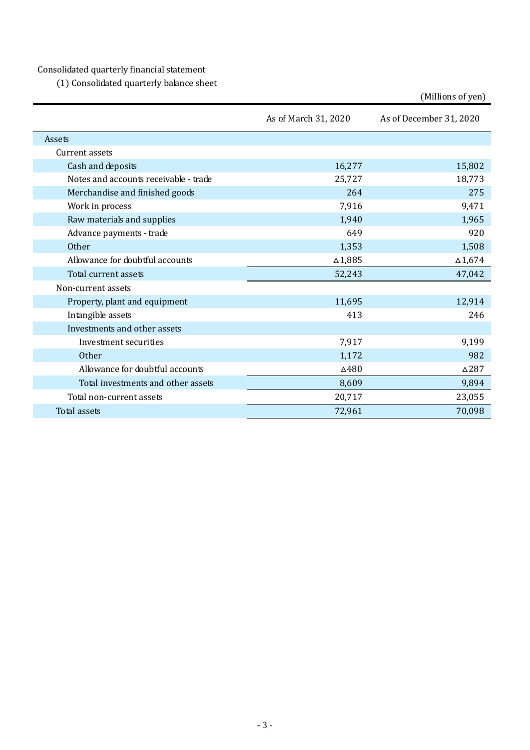Consolidated quarterly financial statement

(1) Consolidated quarterly balance sheet

(Millions of yen)

| | As of March 31, 2020 | As of December 31, 2020 |
|---|---|---|
| Assets | | |
| Current assets | | |
| Cash and deposits | 16,277 | 15,802 |
| Notes and accounts receivable - trade | 25,727 | 18,773 |
| Merchandise and finished goods | 264 | 275 |
| Work in process | 7,916 | 9,471 |
| Raw materials and supplies | 1,940 | 1,965 |
| Advance payments - trade | 649 | 920 |
| Other | 1,353 | 1,508 |
| Allowance for doubtful accounts | △1,885 | △1,674 |
| Total current assets | 52,243 | 47,042 |
| Non-current assets | | |
| Property, plant and equipment | 11,695 | 12,914 |
| Intangible assets | 413 | 246 |
| Investments and other assets | | |
| Investment securities | 7,917 | 9,199 |
| Other | 1,172 | 982 |
| Allowance for doubtful accounts | △480 | △287 |
| Total investments and other assets | 8,609 | 9,894 |
| Total non-current assets | 20,717 | 23,055 |
| Total assets | 72,961 | 70,098 |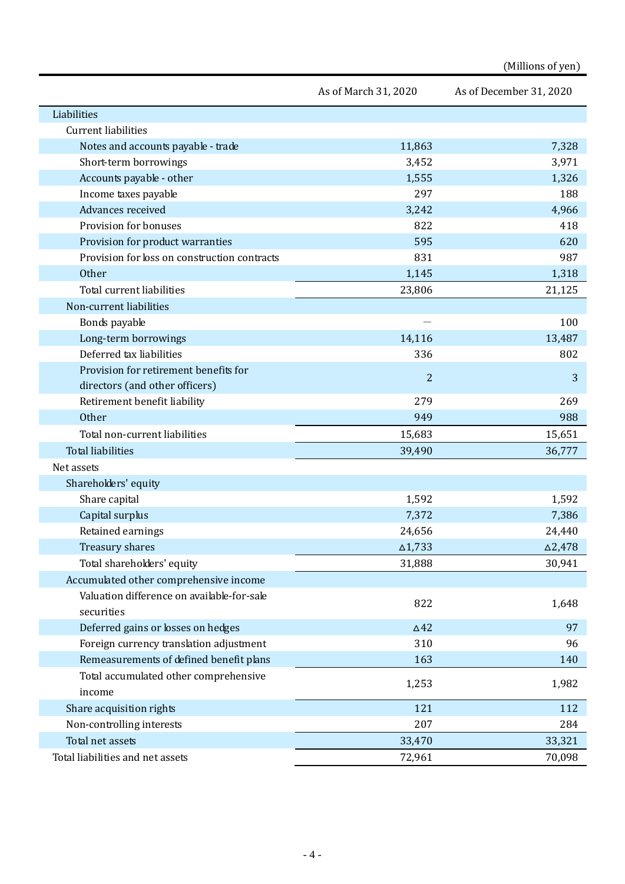(Millions of yen)

| | As of March 31, 2020 | As of December 31, 2020 |
|---|---|---|
| Liabilities | | |
| Current liabilities | | |
| Notes and accounts payable - trade | 11,863 | 7,328 |
| Short-term borrowings | 3,452 | 3,971 |
| Accounts payable - other | 1,555 | 1,326 |
| Income taxes payable | 297 | 188 |
| Advances received | 3,242 | 4,966 |
| Provision for bonuses | 822 | 418 |
| Provision for product warranties | 595 | 620 |
| Provision for loss on construction contracts | 831 | 987 |
| Other | 1,145 | 1,318 |
| Total current liabilities | 23,806 | 21,125 |
| Non-current liabilities | | |
| Bonds payable | — | 100 |
| Long-term borrowings | 14,116 | 13,487 |
| Deferred tax liabilities | 336 | 802 |
| Provision for retirement benefits for directors (and other officers) | 2 | 3 |
| Retirement benefit liability | 279 | 269 |
| Other | 949 | 988 |
| Total non-current liabilities | 15,683 | 15,651 |
| Total liabilities | 39,490 | 36,777 |
| Net assets | | |
| Shareholders' equity | | |
| Share capital | 1,592 | 1,592 |
| Capital surplus | 7,372 | 7,386 |
| Retained earnings | 24,656 | 24,440 |
| Treasury shares | △1,733 | △2,478 |
| Total shareholders' equity | 31,888 | 30,941 |
| Accumulated other comprehensive income | | |
| Valuation difference on available-for-sale securities | 822 | 1,648 |
| Deferred gains or losses on hedges | △42 | 97 |
| Foreign currency translation adjustment | 310 | 96 |
| Remeasurements of defined benefit plans | 163 | 140 |
| Total accumulated other comprehensive income | 1,253 | 1,982 |
| Share acquisition rights | 121 | 112 |
| Non-controlling interests | 207 | 284 |
| Total net assets | 33,470 | 33,321 |
| Total liabilities and net assets | 72,961 | 70,098 |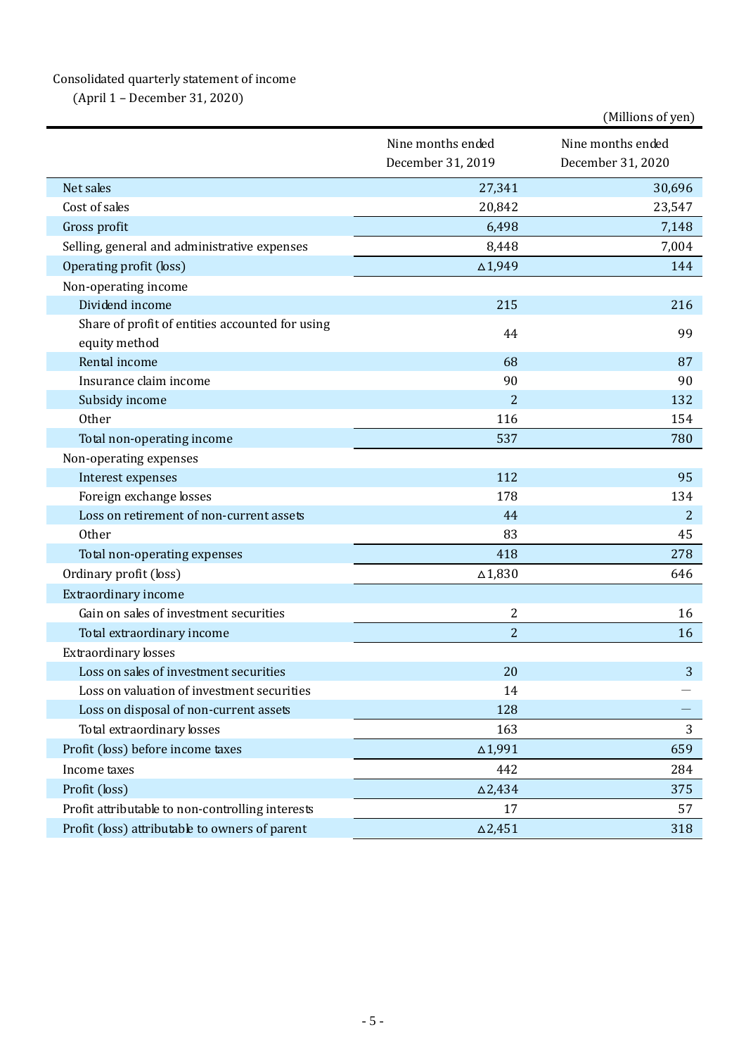Consolidated quarterly statement of income

(April 1 – December 31, 2020)

(Millions of yen)

| | Nine months ended December 31, 2019 | Nine months ended December 31, 2020 |
|---|---|---|
| Net sales | 27,341 | 30,696 |
| Cost of sales | 20,842 | 23,547 |
| Gross profit | 6,498 | 7,148 |
| Selling, general and administrative expenses | 8,448 | 7,004 |
| Operating profit (loss) | △1,949 | 144 |
| Non-operating income | | |
| Dividend income | 215 | 216 |
| Share of profit of entities accounted for using equity method | 44 | 99 |
| Rental income | 68 | 87 |
| Insurance claim income | 90 | 90 |
| Subsidy income | 2 | 132 |
| Other | 116 | 154 |
| Total non-operating income | 537 | 780 |
| Non-operating expenses | | |
| Interest expenses | 112 | 95 |
| Foreign exchange losses | 178 | 134 |
| Loss on retirement of non-current assets | 44 | 2 |
| Other | 83 | 45 |
| Total non-operating expenses | 418 | 278 |
| Ordinary profit (loss) | △1,830 | 646 |
| Extraordinary income | | |
| Gain on sales of investment securities | 2 | 16 |
| Total extraordinary income | 2 | 16 |
| Extraordinary losses | | |
| Loss on sales of investment securities | 20 | 3 |
| Loss on valuation of investment securities | 14 | — |
| Loss on disposal of non-current assets | 128 | — |
| Total extraordinary losses | 163 | 3 |
| Profit (loss) before income taxes | △1,991 | 659 |
| Income taxes | 442 | 284 |
| Profit (loss) | △2,434 | 375 |
| Profit attributable to non-controlling interests | 17 | 57 |
| Profit (loss) attributable to owners of parent | △2,451 | 318 |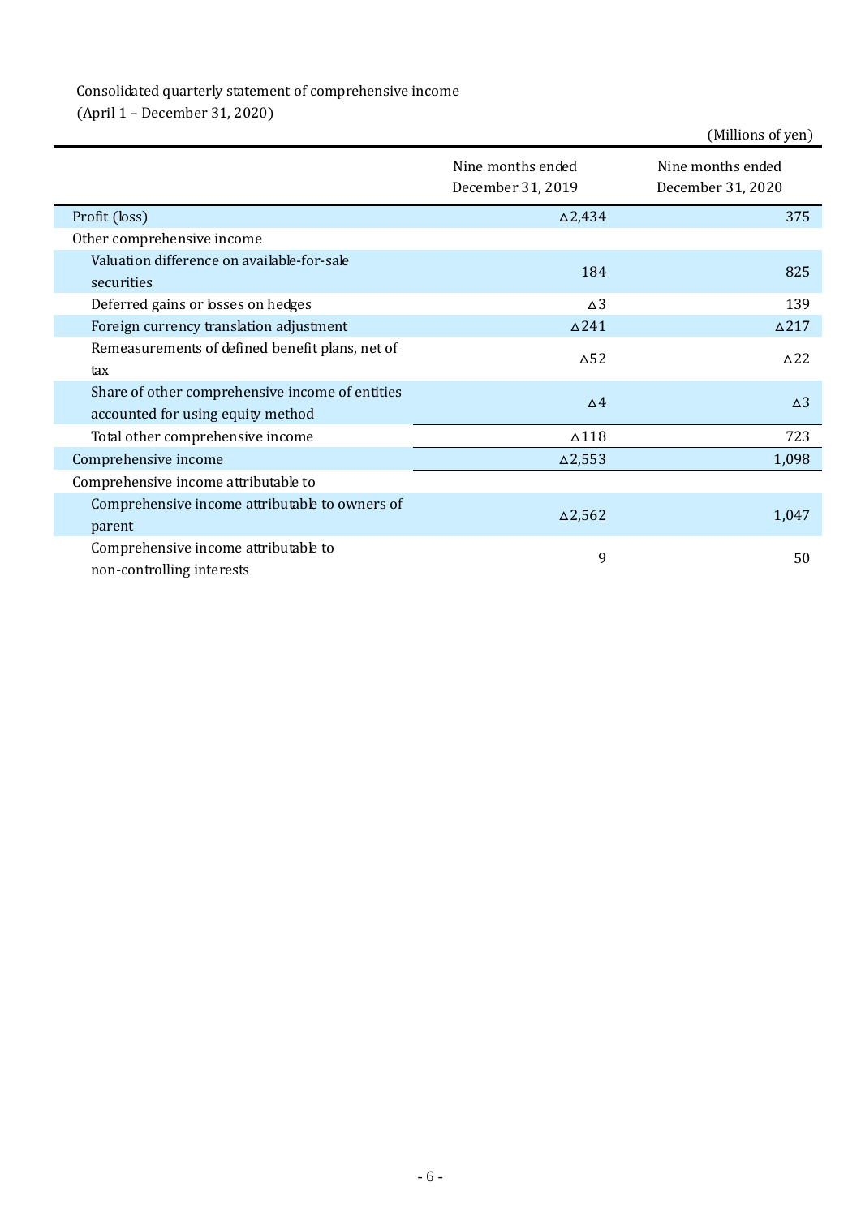Consolidated quarterly statement of comprehensive income
(April 1 – December 31, 2020)

(Millions of yen)

| | Nine months ended December 31, 2019 | Nine months ended December 31, 2020 |
|---|---|---|
| Profit (loss) | △2,434 | 375 |
| Other comprehensive income | | |
| Valuation difference on available-for-sale securities | 184 | 825 |
| Deferred gains or losses on hedges | △3 | 139 |
| Foreign currency translation adjustment | △241 | △217 |
| Remeasurements of defined benefit plans, net of tax | △52 | △22 |
| Share of other comprehensive income of entities accounted for using equity method | △4 | △3 |
| Total other comprehensive income | △118 | 723 |
| Comprehensive income | △2,553 | 1,098 |
| Comprehensive income attributable to | | |
| Comprehensive income attributable to owners of parent | △2,562 | 1,047 |
| Comprehensive income attributable to non-controlling interests | 9 | 50 |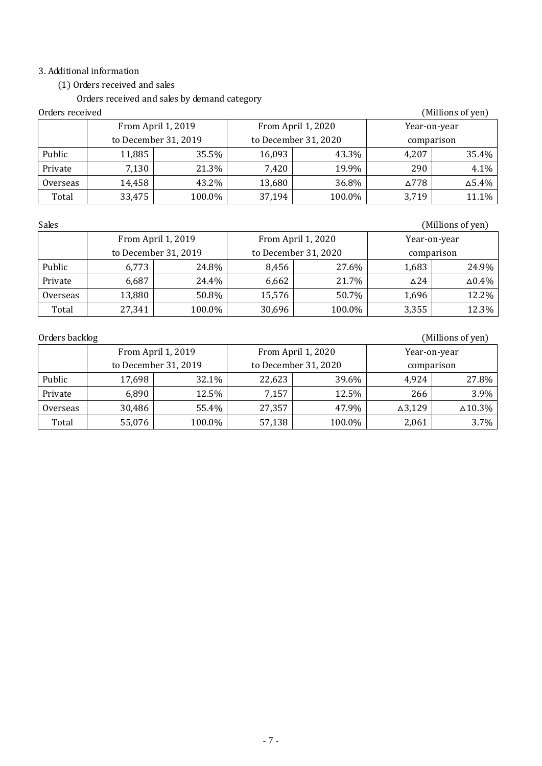3. Additional information

(1) Orders received and sales

Orders received and sales by demand category

Orders received (Millions of yen)

| | From April 1, 2019 to December 31, 2019 | | From April 1, 2020 to December 31, 2020 | | Year-on-year comparison | |
|---|---|---|---|---|---|---|
| Public | 11,885 | 35.5% | 16,093 | 43.3% | 4,207 | 35.4% |
| Private | 7,130 | 21.3% | 7,420 | 19.9% | 290 | 4.1% |
| Overseas | 14,458 | 43.2% | 13,680 | 36.8% | △778 | △5.4% |
| Total | 33,475 | 100.0% | 37,194 | 100.0% | 3,719 | 11.1% |

Sales (Millions of yen)

| | From April 1, 2019 to December 31, 2019 | | From April 1, 2020 to December 31, 2020 | | Year-on-year comparison | |
|---|---|---|---|---|---|---|
| Public | 6,773 | 24.8% | 8,456 | 27.6% | 1,683 | 24.9% |
| Private | 6,687 | 24.4% | 6,662 | 21.7% | △24 | △0.4% |
| Overseas | 13,880 | 50.8% | 15,576 | 50.7% | 1,696 | 12.2% |
| Total | 27,341 | 100.0% | 30,696 | 100.0% | 3,355 | 12.3% |

Orders backlog (Millions of yen)

| | From April 1, 2019 to December 31, 2019 | | From April 1, 2020 to December 31, 2020 | | Year-on-year comparison | |
|---|---|---|---|---|---|---|
| Public | 17,698 | 32.1% | 22,623 | 39.6% | 4,924 | 27.8% |
| Private | 6,890 | 12.5% | 7,157 | 12.5% | 266 | 3.9% |
| Overseas | 30,486 | 55.4% | 27,357 | 47.9% | △3,129 | △10.3% |
| Total | 55,076 | 100.0% | 57,138 | 100.0% | 2,061 | 3.7% |